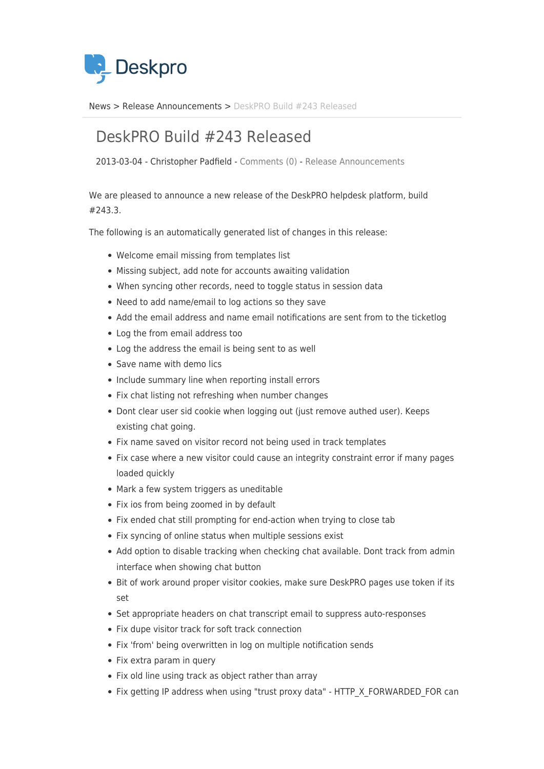News > Release Announcements > DeskPRO Build #243 Released

# DeskPRO Build #243 Released

2013-03-04 - Christopher Padfield - Comments (0) - Release Announcements

We are pleased to announce a new release of the DeskPRO helpdesk platform, build #243.3.

The following is an automatically generated list of changes in this release:

- Welcome email missing from templates list
- Missing subject, add note for accounts awaiting validation
- When syncing other records, need to toggle status in session data
- Need to add name/email to log actions so they save
- Add the email address and name email notifications are sent from to the ticketlog
- Log the from email address too
- Log the address the email is being sent to as well
- Save name with demo lics
- Include summary line when reporting install errors
- Fix chat listing not refreshing when number changes
- Dont clear user sid cookie when logging out (just remove authed user). Keeps existing chat going.
- Fix name saved on visitor record not being used in track templates
- Fix case where a new visitor could cause an integrity constraint error if many pages loaded quickly
- Mark a few system triggers as uneditable
- Fix ios from being zoomed in by default
- Fix ended chat still prompting for end-action when trying to close tab
- Fix syncing of online status when multiple sessions exist
- Add option to disable tracking when checking chat available. Dont track from admin interface when showing chat button
- Bit of work around proper visitor cookies, make sure DeskPRO pages use token if its set
- Set appropriate headers on chat transcript email to suppress auto-responses
- Fix dupe visitor track for soft track connection
- Fix 'from' being overwritten in log on multiple notification sends
- Fix extra param in query
- Fix old line using track as object rather than array
- Fix getting IP address when using "trust proxy data" - HTTP_X_FORWARDED_FOR can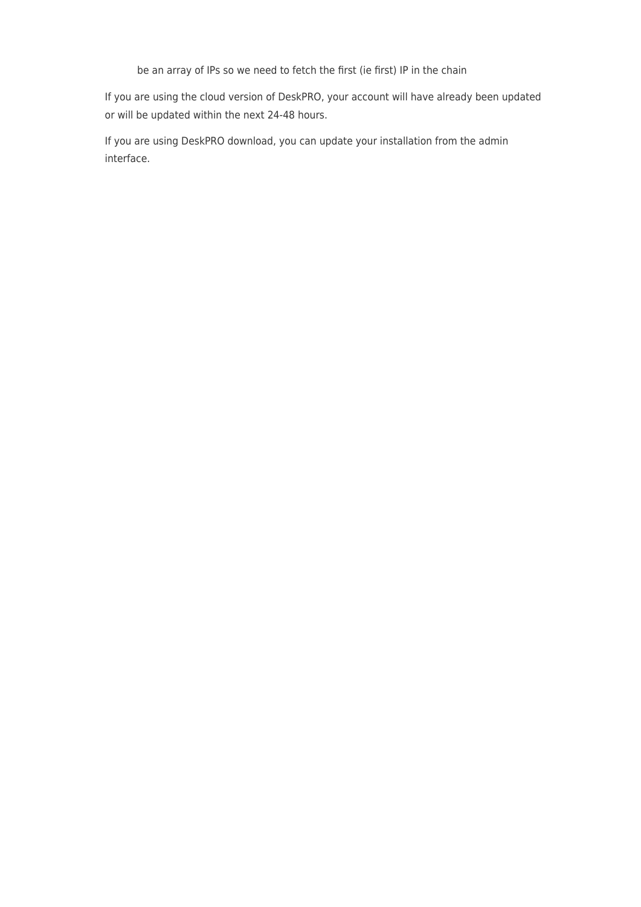be an array of IPs so we need to fetch the first (ie first) IP in the chain

If you are using the cloud version of DeskPRO, your account will have already been updated or will be updated within the next 24-48 hours.

If you are using DeskPRO download, you can update your installation from the admin interface.